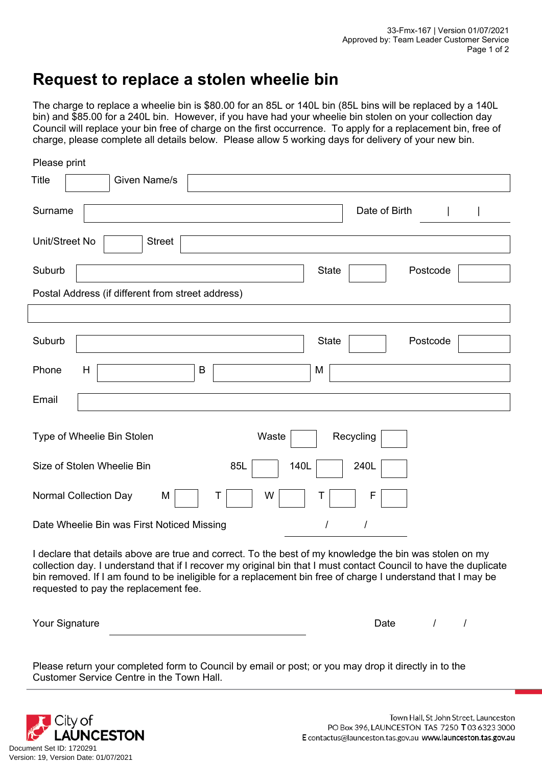# Request to replace a stolen wheelie bin

The charge to replace a wheelie bin is $80.00 for an 85L or 140L bin (85L bins will be replaced by a 140L bin) and $85.00 for a 240L bin. However, if you have had your wheelie bin stolen on your collection day Council will replace your bin free of charge on the first occurrence. To apply for a replacement bin, free of charge, please complete all details below. Please allow 5 working days for delivery of your new bin.

Please print

Title ______ Given Name/s ______________________________

Surname ______________________________ Date of Birth ____ | ____ | ____

Unit/Street No ______ Street ______________________________

Suburb ______________________________ State ______ Postcode ______

Postal Address (if different from street address)

______________________________________________________________

Suburb ______________________________ State ______ Postcode ______

Phone H ______________ B ______________ M ______________

Email ______________________________________________________________

Type of Wheelie Bin Stolen Waste ☐ Recycling ☐

Size of Stolen Wheelie Bin 85L ☐ 140L ☐ 240L ☐

Normal Collection Day M ☐ T ☐ W ☐ T ☐ F ☐

Date Wheelie Bin was First Noticed Missing ____ / ____ / ____

I declare that details above are true and correct. To the best of my knowledge the bin was stolen on my collection day. I understand that if I recover my original bin that I must contact Council to have the duplicate bin removed. If I am found to be ineligible for a replacement bin free of charge I understand that I may be requested to pay the replacement fee.

Your Signature ______________________________ Date ____ / ____ / ____

Please return your completed form to Council by email or post; or you may drop it directly in to the Customer Service Centre in the Town Hall.

City of LAUNCESTON

Town Hall, St John Street, Launceston
PO Box 396, LAUNCESTON TAS 7250 **T** 03 6323 3000
**E** contactus@launceston.tas.gov.au **www.launceston.tas.gov.au**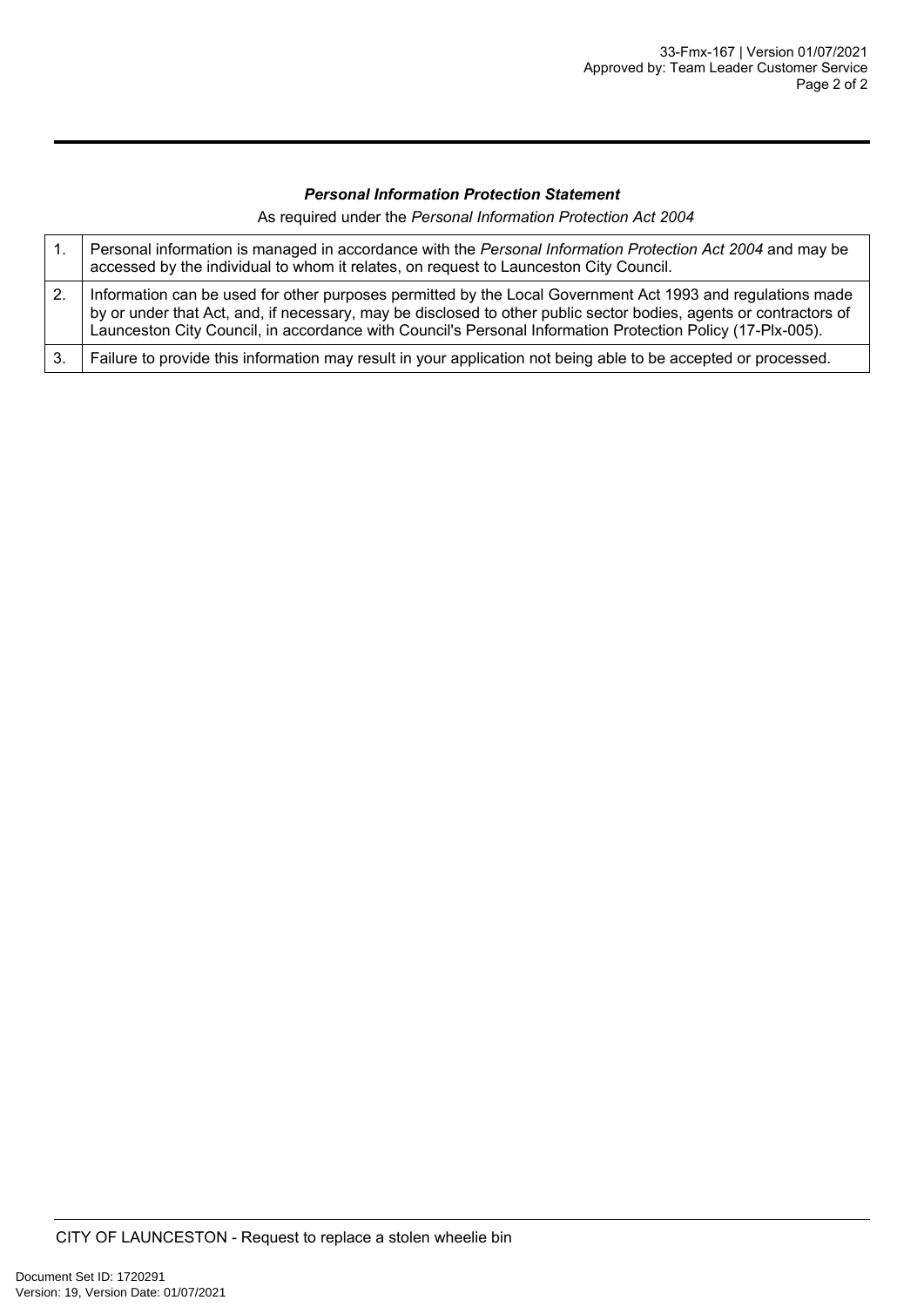***Personal Information Protection Statement***

As required under the *Personal Information Protection Act 2004*

| | |
|---|---|
| 1. | Personal information is managed in accordance with the *Personal Information Protection Act 2004* and may be accessed by the individual to whom it relates, on request to Launceston City Council. |
| 2. | Information can be used for other purposes permitted by the Local Government Act 1993 and regulations made by or under that Act, and, if necessary, may be disclosed to other public sector bodies, agents or contractors of Launceston City Council, in accordance with Council's Personal Information Protection Policy (17-Plx-005). |
| 3. | Failure to provide this information may result in your application not being able to be accepted or processed. |